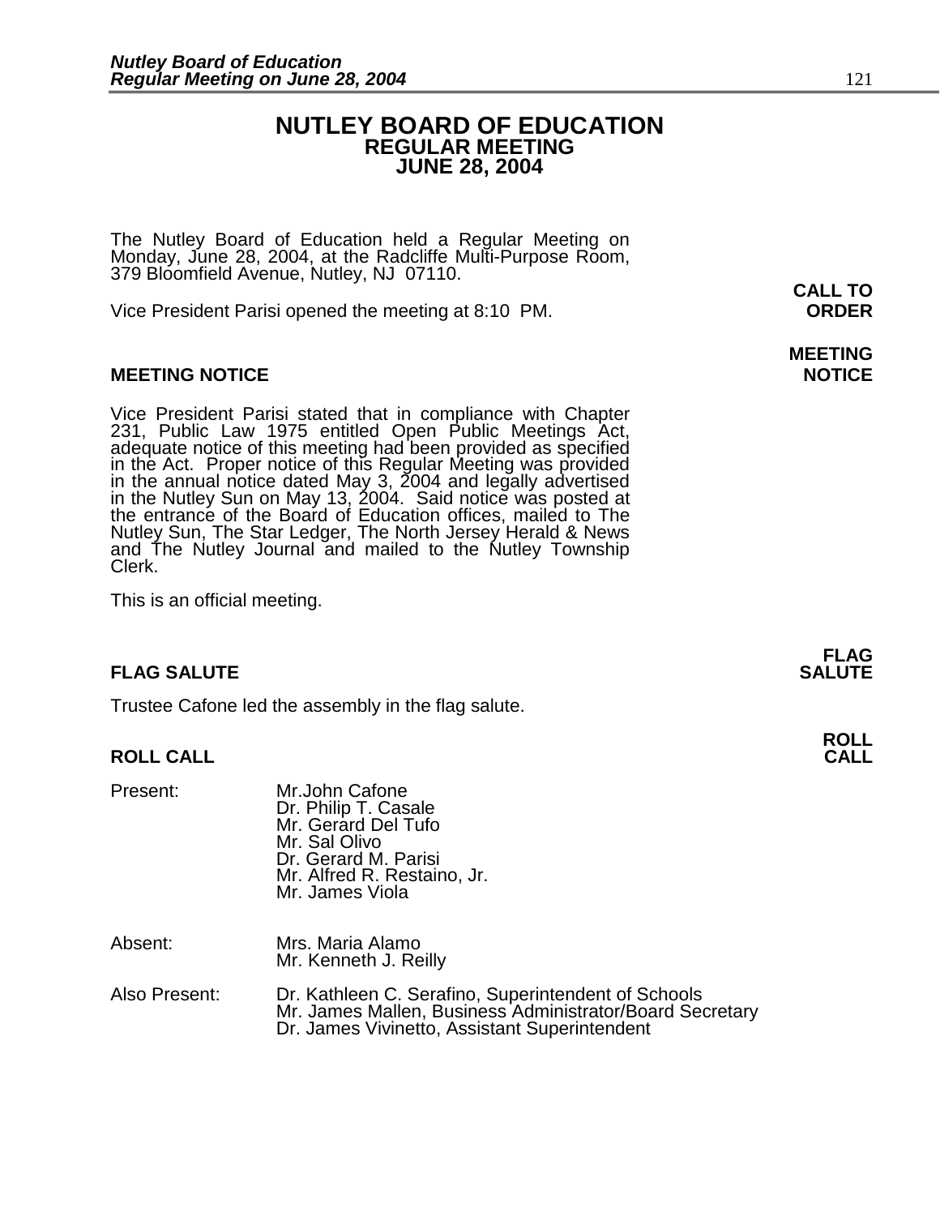# NUTLEY BOARD OF EDUCATION
## REGULAR MEETING
## JUNE 28, 2004

The Nutley Board of Education held a Regular Meeting on Monday, June 28, 2004, at the Radcliffe Multi-Purpose Room, 379 Bloomfield Avenue, Nutley, NJ 07110.

**CALL TO ORDER**

Vice President Parisi opened the meeting at 8:10 PM.

**MEETING NOTICE**

Vice President Parisi stated that in compliance with Chapter 231, Public Law 1975 entitled Open Public Meetings Act, adequate notice of this meeting had been provided as specified in the Act. Proper notice of this Regular Meeting was provided in the annual notice dated May 3, 2004 and legally advertised in the Nutley Sun on May 13, 2004. Said notice was posted at the entrance of the Board of Education offices, mailed to The Nutley Sun, The Star Ledger, The North Jersey Herald & News and The Nutley Journal and mailed to the Nutley Township Clerk.

This is an official meeting.

**FLAG SALUTE**

Trustee Cafone led the assembly in the flag salute.

**ROLL CALL**

Present:
- Mr.John Cafone
- Dr. Philip T. Casale
- Mr. Gerard Del Tufo
- Mr. Sal Olivo
- Dr. Gerard M. Parisi
- Mr. Alfred R. Restaino, Jr.
- Mr. James Viola

Absent:
- Mrs. Maria Alamo
- Mr. Kenneth J. Reilly

Also Present:
- Dr. Kathleen C. Serafino, Superintendent of Schools
- Mr. James Mallen, Business Administrator/Board Secretary
- Dr. James Vivinetto, Assistant Superintendent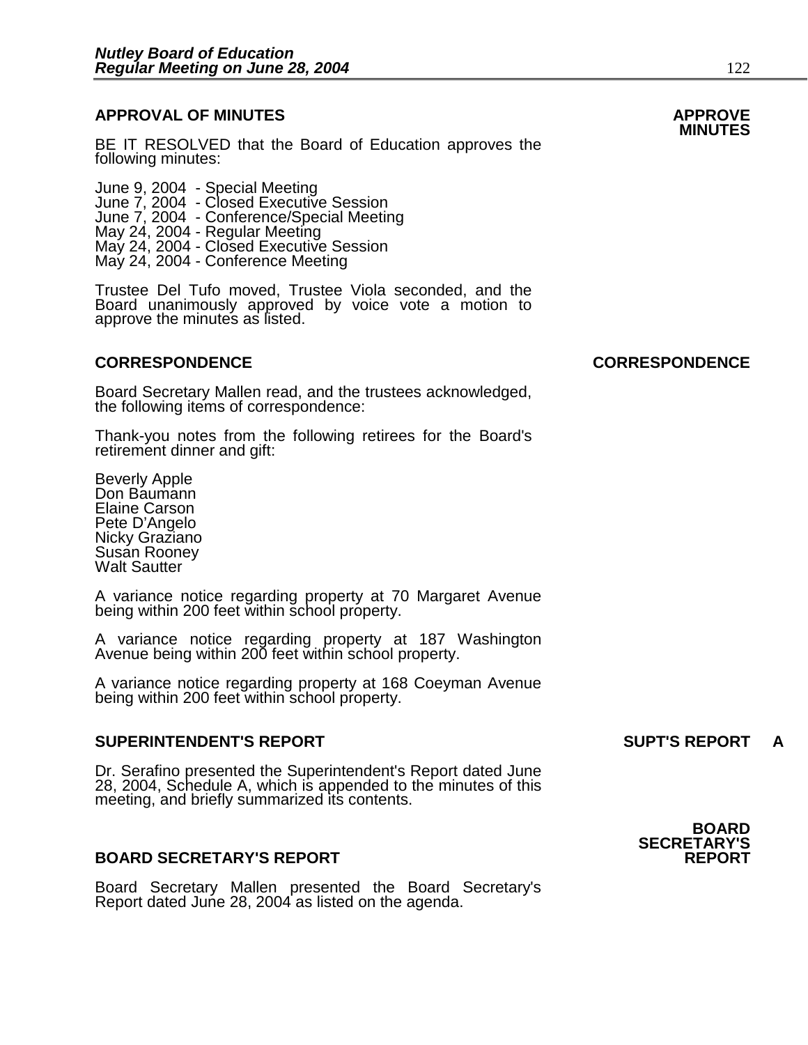## APPROVAL OF MINUTES

**APPROVE MINUTES**

BE IT RESOLVED that the Board of Education approves the following minutes:

June 9, 2004 - Special Meeting
June 7, 2004 - Closed Executive Session
June 7, 2004 - Conference/Special Meeting
May 24, 2004 - Regular Meeting
May 24, 2004 - Closed Executive Session
May 24, 2004 - Conference Meeting

Trustee Del Tufo moved, Trustee Viola seconded, and the Board unanimously approved by voice vote a motion to approve the minutes as listed.

## CORRESPONDENCE

**CORRESPONDENCE**

Board Secretary Mallen read, and the trustees acknowledged, the following items of correspondence:

Thank-you notes from the following retirees for the Board's retirement dinner and gift:

Beverly Apple
Don Baumann
Elaine Carson
Pete D'Angelo
Nicky Graziano
Susan Rooney
Walt Sautter

A variance notice regarding property at 70 Margaret Avenue being within 200 feet within school property.

A variance notice regarding property at 187 Washington Avenue being within 200 feet within school property.

A variance notice regarding property at 168 Coeyman Avenue being within 200 feet within school property.

## SUPERINTENDENT'S REPORT

**SUPT'S REPORT A**

Dr. Serafino presented the Superintendent's Report dated June 28, 2004, Schedule A, which is appended to the minutes of this meeting, and briefly summarized its contents.

## BOARD SECRETARY'S REPORT

**BOARD SECRETARY'S REPORT**

Board Secretary Mallen presented the Board Secretary's Report dated June 28, 2004 as listed on the agenda.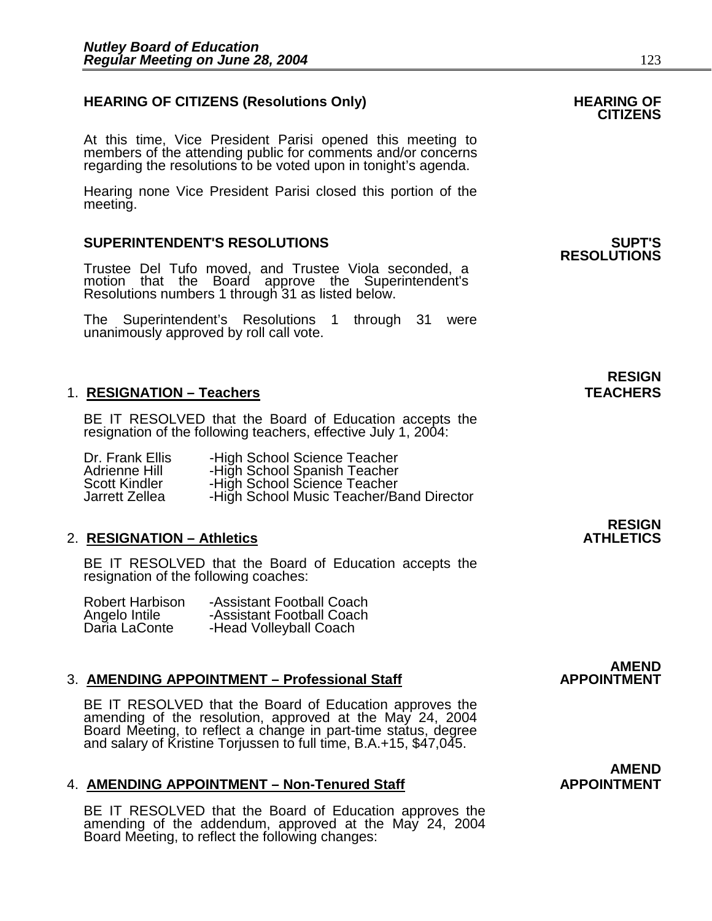### HEARING OF CITIZENS (Resolutions Only)

**HEARING OF CITIZENS**

At this time, Vice President Parisi opened this meeting to members of the attending public for comments and/or concerns regarding the resolutions to be voted upon in tonight's agenda.

Hearing none Vice President Parisi closed this portion of the meeting.

### SUPERINTENDENT'S RESOLUTIONS

**SUPT'S RESOLUTIONS**

Trustee Del Tufo moved, and Trustee Viola seconded, a motion that the Board approve the Superintendent's Resolutions numbers 1 through 31 as listed below.

The Superintendent's Resolutions 1 through 31 were unanimously approved by roll call vote.

**RESIGN TEACHERS**

1. **RESIGNATION – Teachers**

BE IT RESOLVED that the Board of Education accepts the resignation of the following teachers, effective July 1, 2004:

| | |
|---|---|
| Dr. Frank Ellis | -High School Science Teacher |
| Adrienne Hill | -High School Spanish Teacher |
| Scott Kindler | -High School Science Teacher |
| Jarrett Zellea | -High School Music Teacher/Band Director |

**RESIGN ATHLETICS**

2. **RESIGNATION – Athletics**

BE IT RESOLVED that the Board of Education accepts the resignation of the following coaches:

| | |
|---|---|
| Robert Harbison | -Assistant Football Coach |
| Angelo Intile | -Assistant Football Coach |
| Daria LaConte | -Head Volleyball Coach |

**AMEND APPOINTMENT**

3. **AMENDING APPOINTMENT – Professional Staff**

BE IT RESOLVED that the Board of Education approves the amending of the resolution, approved at the May 24, 2004 Board Meeting, to reflect a change in part-time status, degree and salary of Kristine Torjussen to full time, B.A.+15, $47,045.

**AMEND APPOINTMENT**

4. **AMENDING APPOINTMENT – Non-Tenured Staff**

BE IT RESOLVED that the Board of Education approves the amending of the addendum, approved at the May 24, 2004 Board Meeting, to reflect the following changes: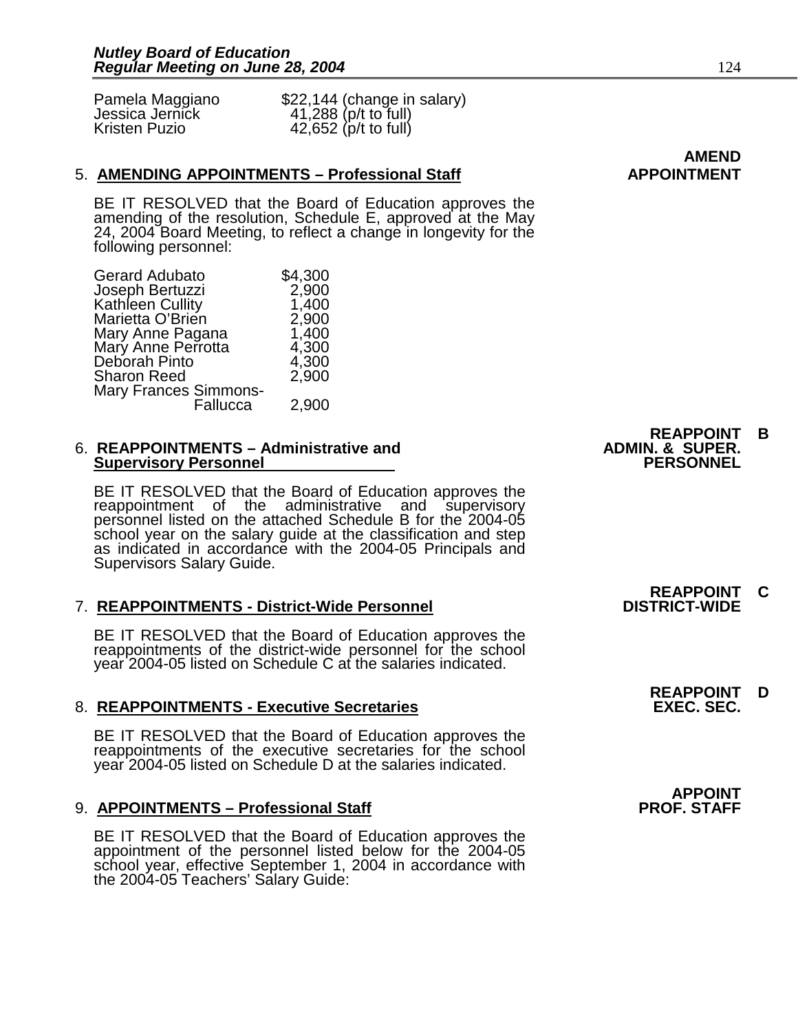| | |
|---|---|
| Pamela Maggiano | $22,144 (change in salary) |
| Jessica Jernick | 41,288 (p/t to full) |
| Kristen Puzio | 42,652 (p/t to full) |

**AMEND APPOINTMENT**

5. **AMENDING APPOINTMENTS – Professional Staff**

   BE IT RESOLVED that the Board of Education approves the amending of the resolution, Schedule E, approved at the May 24, 2004 Board Meeting, to reflect a change in longevity for the following personnel:

| | |
|---|---|
| Gerard Adubato | $4,300 |
| Joseph Bertuzzi | 2,900 |
| Kathleen Cullity | 1,400 |
| Marietta O'Brien | 2,900 |
| Mary Anne Pagana | 1,400 |
| Mary Anne Perrotta | 4,300 |
| Deborah Pinto | 4,300 |
| Sharon Reed | 2,900 |
| Mary Frances Simmons-Fallucca | 2,900 |

**REAPPOINT B ADMIN. & SUPER. PERSONNEL**

6. **REAPPOINTMENTS – Administrative and Supervisory Personnel**

   BE IT RESOLVED that the Board of Education approves the reappointment of the administrative and supervisory personnel listed on the attached Schedule B for the 2004-05 school year on the salary guide at the classification and step as indicated in accordance with the 2004-05 Principals and Supervisors Salary Guide.

**REAPPOINT C DISTRICT-WIDE**

7. **REAPPOINTMENTS - District-Wide Personnel**

   BE IT RESOLVED that the Board of Education approves the reappointments of the district-wide personnel for the school year 2004-05 listed on Schedule C at the salaries indicated.

**REAPPOINT D EXEC. SEC.**

8. **REAPPOINTMENTS - Executive Secretaries**

   BE IT RESOLVED that the Board of Education approves the reappointments of the executive secretaries for the school year 2004-05 listed on Schedule D at the salaries indicated.

**APPOINT PROF. STAFF**

9. **APPOINTMENTS – Professional Staff**

   BE IT RESOLVED that the Board of Education approves the appointment of the personnel listed below for the 2004-05 school year, effective September 1, 2004 in accordance with the 2004-05 Teachers' Salary Guide: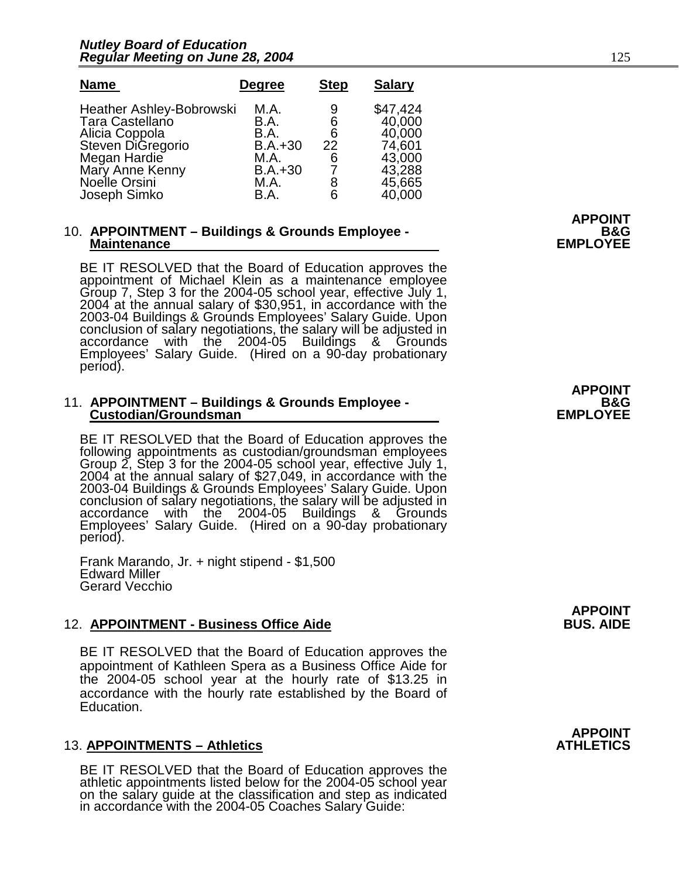| Name | Degree | Step | Salary |
|---|---|---|---|
| Heather Ashley-Bobrowski | M.A. | 9 | $47,424 |
| Tara Castellano | B.A. | 6 | 40,000 |
| Alicia Coppola | B.A. | 6 | 40,000 |
| Steven DiGregorio | B.A.+30 | 22 | 74,601 |
| Megan Hardie | M.A. | 6 | 43,000 |
| Mary Anne Kenny | B.A.+30 | 7 | 43,288 |
| Noelle Orsini | M.A. | 8 | 45,665 |
| Joseph Simko | B.A. | 6 | 40,000 |

**APPOINT B&G EMPLOYEE**

10. **APPOINTMENT – Buildings & Grounds Employee - Maintenance**

BE IT RESOLVED that the Board of Education approves the appointment of Michael Klein as a maintenance employee Group 7, Step 3 for the 2004-05 school year, effective July 1, 2004 at the annual salary of $30,951, in accordance with the 2003-04 Buildings & Grounds Employees' Salary Guide. Upon conclusion of salary negotiations, the salary will be adjusted in accordance with the 2004-05 Buildings & Grounds Employees' Salary Guide. (Hired on a 90-day probationary period).

**APPOINT B&G EMPLOYEE**

11. **APPOINTMENT – Buildings & Grounds Employee - Custodian/Groundsman**

BE IT RESOLVED that the Board of Education approves the following appointments as custodian/groundsman employees Group 2, Step 3 for the 2004-05 school year, effective July 1, 2004 at the annual salary of $27,049, in accordance with the 2003-04 Buildings & Grounds Employees' Salary Guide. Upon conclusion of salary negotiations, the salary will be adjusted in accordance with the 2004-05 Buildings & Grounds Employees' Salary Guide. (Hired on a 90-day probationary period).

Frank Marando, Jr. + night stipend - $1,500
Edward Miller
Gerard Vecchio

**APPOINT BUS. AIDE**

12. **APPOINTMENT - Business Office Aide**

BE IT RESOLVED that the Board of Education approves the appointment of Kathleen Spera as a Business Office Aide for the 2004-05 school year at the hourly rate of $13.25 in accordance with the hourly rate established by the Board of Education.

**APPOINT ATHLETICS**

13. **APPOINTMENTS – Athletics**

BE IT RESOLVED that the Board of Education approves the athletic appointments listed below for the 2004-05 school year on the salary guide at the classification and step as indicated in accordance with the 2004-05 Coaches Salary Guide: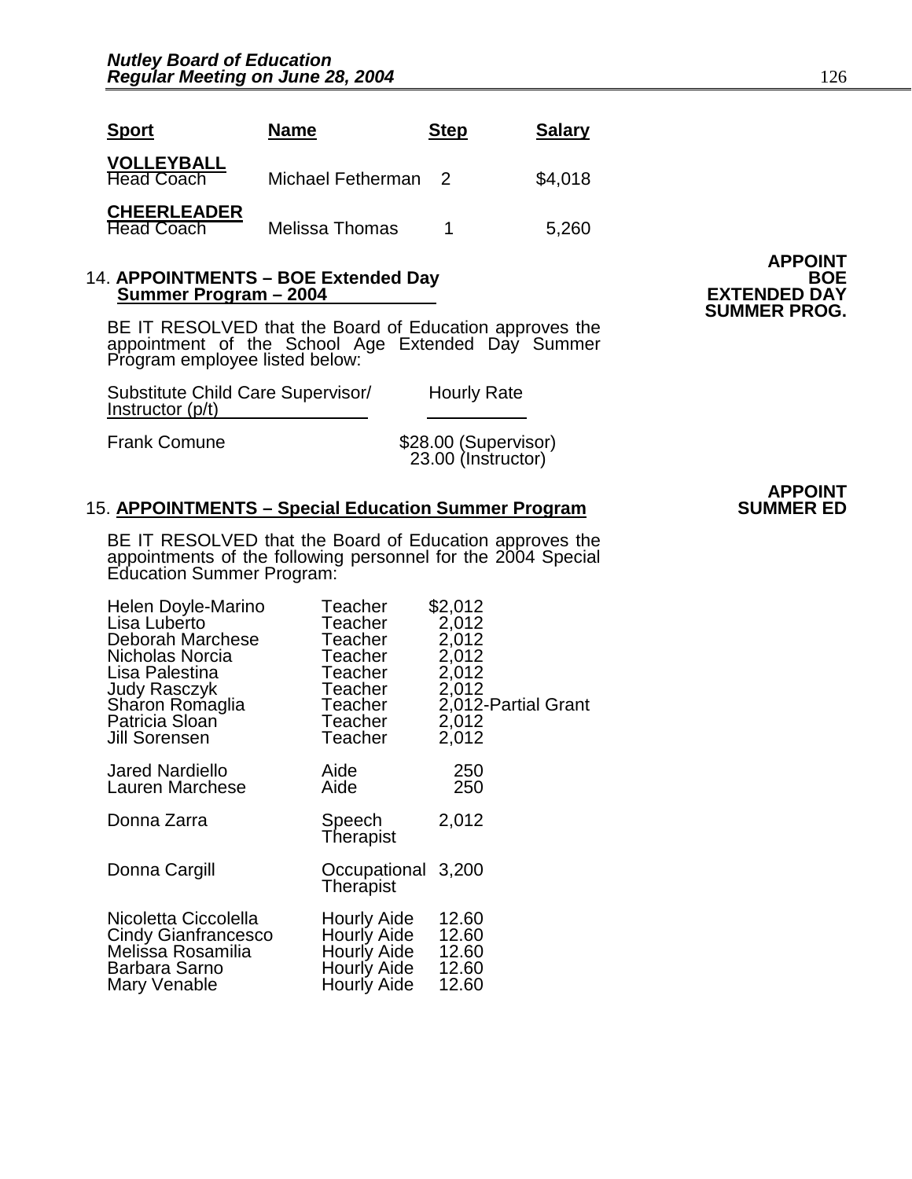| Sport | Name | Step | Salary |
|---|---|---|---|
| **VOLLEYBALL** Head Coach | Michael Fetherman | 2 | $4,018 |
| **CHEERLEADER** Head Coach | Melissa Thomas | 1 | 5,260 |

**APPOINT BOE EXTENDED DAY SUMMER PROG.**

14. **APPOINTMENTS – BOE Extended Day Summer Program – 2004**

BE IT RESOLVED that the Board of Education approves the appointment of the School Age Extended Day Summer Program employee listed below:

| Substitute Child Care Supervisor/ Instructor (p/t) | Hourly Rate |
|---|---|
| Frank Comune | $28.00 (Supervisor)<br>23.00 (Instructor) |

**APPOINT SUMMER ED**

15. **APPOINTMENTS – Special Education Summer Program**

BE IT RESOLVED that the Board of Education approves the appointments of the following personnel for the 2004 Special Education Summer Program:

| Name | Position | Amount |
|---|---|---|
| Helen Doyle-Marino | Teacher | $2,012 |
| Lisa Luberto | Teacher | 2,012 |
| Deborah Marchese | Teacher | 2,012 |
| Nicholas Norcia | Teacher | 2,012 |
| Lisa Palestina | Teacher | 2,012 |
| Judy Rasczyk | Teacher | 2,012 |
| Sharon Romaglia | Teacher | 2,012-Partial Grant |
| Patricia Sloan | Teacher | 2,012 |
| Jill Sorensen | Teacher | 2,012 |
| Jared Nardiello | Aide | 250 |
| Lauren Marchese | Aide | 250 |
| Donna Zarra | Speech Therapist | 2,012 |
| Donna Cargill | Occupational Therapist | 3,200 |
| Nicoletta Ciccolella | Hourly Aide | 12.60 |
| Cindy Gianfrancesco | Hourly Aide | 12.60 |
| Melissa Rosamilia | Hourly Aide | 12.60 |
| Barbara Sarno | Hourly Aide | 12.60 |
| Mary Venable | Hourly Aide | 12.60 |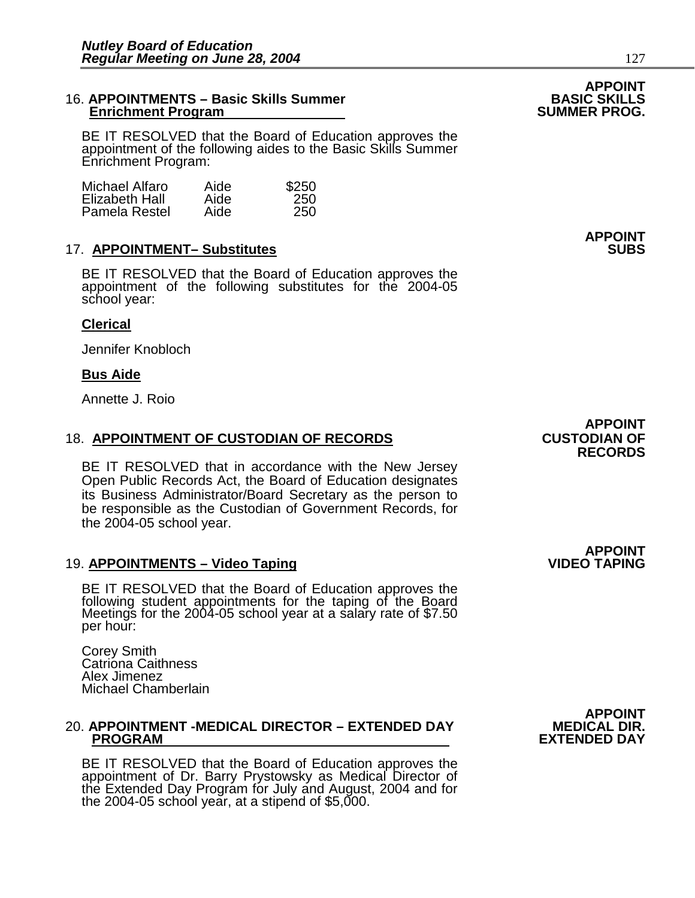**APPOINT BASIC SKILLS SUMMER PROG.**

16. **APPOINTMENTS – Basic Skills Summer Enrichment Program**

BE IT RESOLVED that the Board of Education approves the appointment of the following aides to the Basic Skills Summer Enrichment Program:

| | | |
|---|---|---|
| Michael Alfaro | Aide | $250 |
| Elizabeth Hall | Aide | 250 |
| Pamela Restel | Aide | 250 |

**APPOINT SUBS**

17. **APPOINTMENT– Substitutes**

BE IT RESOLVED that the Board of Education approves the appointment of the following substitutes for the 2004-05 school year:

**Clerical**

Jennifer Knobloch

**Bus Aide**

Annette J. Roio

**APPOINT CUSTODIAN OF RECORDS**

18. **APPOINTMENT OF CUSTODIAN OF RECORDS**

BE IT RESOLVED that in accordance with the New Jersey Open Public Records Act, the Board of Education designates its Business Administrator/Board Secretary as the person to be responsible as the Custodian of Government Records, for the 2004-05 school year.

**APPOINT VIDEO TAPING**

19. **APPOINTMENTS – Video Taping**

BE IT RESOLVED that the Board of Education approves the following student appointments for the taping of the Board Meetings for the 2004-05 school year at a salary rate of $7.50 per hour:

Corey Smith
Catriona Caithness
Alex Jimenez
Michael Chamberlain

**APPOINT MEDICAL DIR. EXTENDED DAY**

20. **APPOINTMENT -MEDICAL DIRECTOR – EXTENDED DAY PROGRAM**

BE IT RESOLVED that the Board of Education approves the appointment of Dr. Barry Prystowsky as Medical Director of the Extended Day Program for July and August, 2004 and for the 2004-05 school year, at a stipend of $5,000.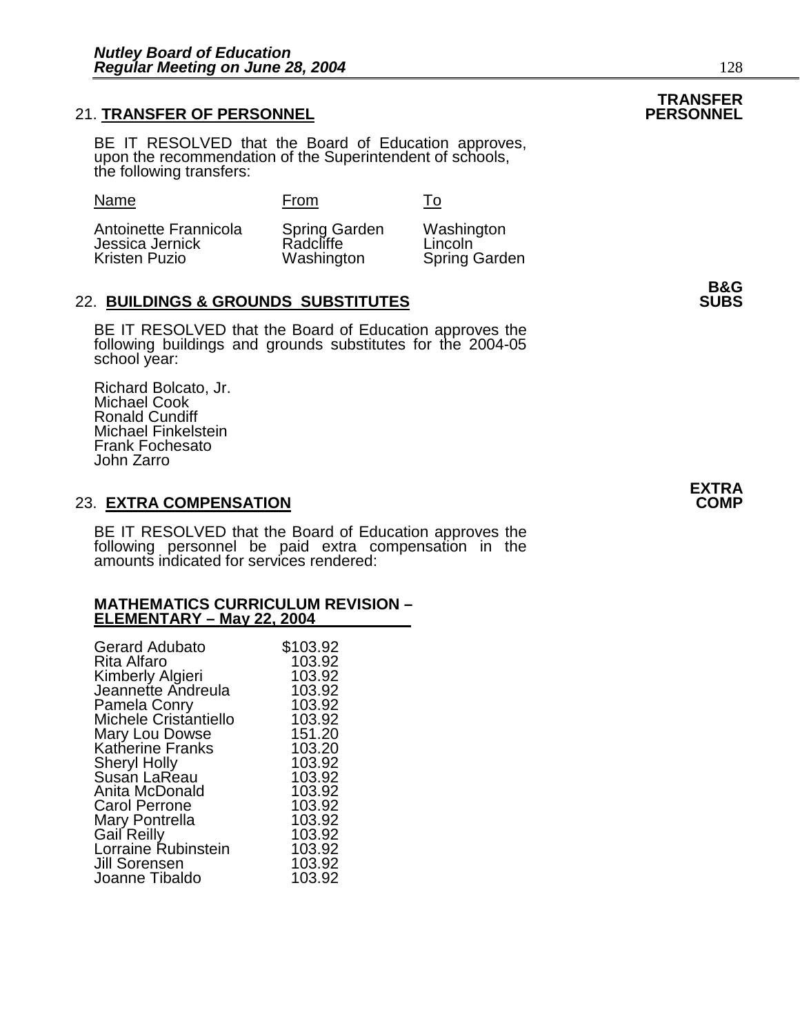## 21. TRANSFER OF PERSONNEL

**TRANSFER PERSONNEL**

BE IT RESOLVED that the Board of Education approves, upon the recommendation of the Superintendent of schools, the following transfers:

| Name | From | To |
|---|---|---|
| Antoinette Frannicola | Spring Garden | Washington |
| Jessica Jernick | Radcliffe | Lincoln |
| Kristen Puzio | Washington | Spring Garden |

## 22. BUILDINGS & GROUNDS SUBSTITUTES

**B&G SUBS**

BE IT RESOLVED that the Board of Education approves the following buildings and grounds substitutes for the 2004-05 school year:

Richard Bolcato, Jr.
Michael Cook
Ronald Cundiff
Michael Finkelstein
Frank Fochesato
John Zarro

## 23. EXTRA COMPENSATION

**EXTRA COMP**

BE IT RESOLVED that the Board of Education approves the following personnel be paid extra compensation in the amounts indicated for services rendered:

**MATHEMATICS CURRICULUM REVISION – ELEMENTARY – May 22, 2004**

| Name | Amount |
|---|---|
| Gerard Adubato | $103.92 |
| Rita Alfaro | 103.92 |
| Kimberly Algieri | 103.92 |
| Jeannette Andreula | 103.92 |
| Pamela Conry | 103.92 |
| Michele Cristantiello | 103.92 |
| Mary Lou Dowse | 151.20 |
| Katherine Franks | 103.20 |
| Sheryl Holly | 103.92 |
| Susan LaReau | 103.92 |
| Anita McDonald | 103.92 |
| Carol Perrone | 103.92 |
| Mary Pontrella | 103.92 |
| Gail Reilly | 103.92 |
| Lorraine Rubinstein | 103.92 |
| Jill Sorensen | 103.92 |
| Joanne Tibaldo | 103.92 |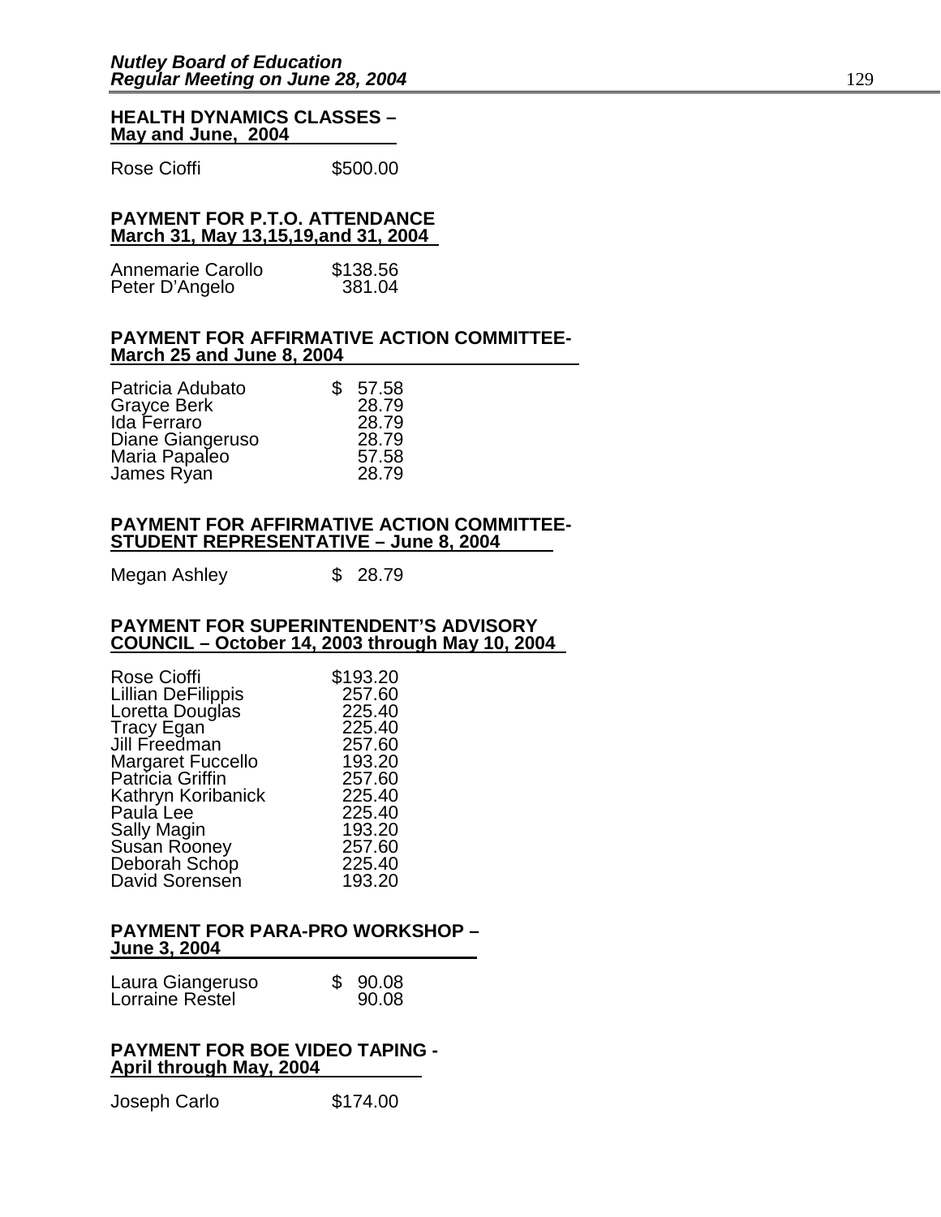**HEALTH DYNAMICS CLASSES – May and June, 2004**

| | |
|---|---|
| Rose Cioffi | $500.00 |

**PAYMENT FOR P.T.O. ATTENDANCE March 31, May 13,15,19,and 31, 2004**

| | |
|---|---|
| Annemarie Carollo | $138.56 |
| Peter D'Angelo | 381.04 |

**PAYMENT FOR AFFIRMATIVE ACTION COMMITTEE- March 25 and June 8, 2004**

| | |
|---|---|
| Patricia Adubato | $ 57.58 |
| Grayce Berk | 28.79 |
| Ida Ferraro | 28.79 |
| Diane Giangeruso | 28.79 |
| Maria Papaleo | 57.58 |
| James Ryan | 28.79 |

**PAYMENT FOR AFFIRMATIVE ACTION COMMITTEE- STUDENT REPRESENTATIVE – June 8, 2004**

| | |
|---|---|
| Megan Ashley | $ 28.79 |

**PAYMENT FOR SUPERINTENDENT'S ADVISORY COUNCIL – October 14, 2003 through May 10, 2004**

| | |
|---|---|
| Rose Cioffi | $193.20 |
| Lillian DeFilippis | 257.60 |
| Loretta Douglas | 225.40 |
| Tracy Egan | 225.40 |
| Jill Freedman | 257.60 |
| Margaret Fuccello | 193.20 |
| Patricia Griffin | 257.60 |
| Kathryn Koribanick | 225.40 |
| Paula Lee | 225.40 |
| Sally Magin | 193.20 |
| Susan Rooney | 257.60 |
| Deborah Schop | 225.40 |
| David Sorensen | 193.20 |

**PAYMENT FOR PARA-PRO WORKSHOP – June 3, 2004**

| | |
|---|---|
| Laura Giangeruso | $ 90.08 |
| Lorraine Restel | 90.08 |

**PAYMENT FOR BOE VIDEO TAPING - April through May, 2004**

| | |
|---|---|
| Joseph Carlo | $174.00 |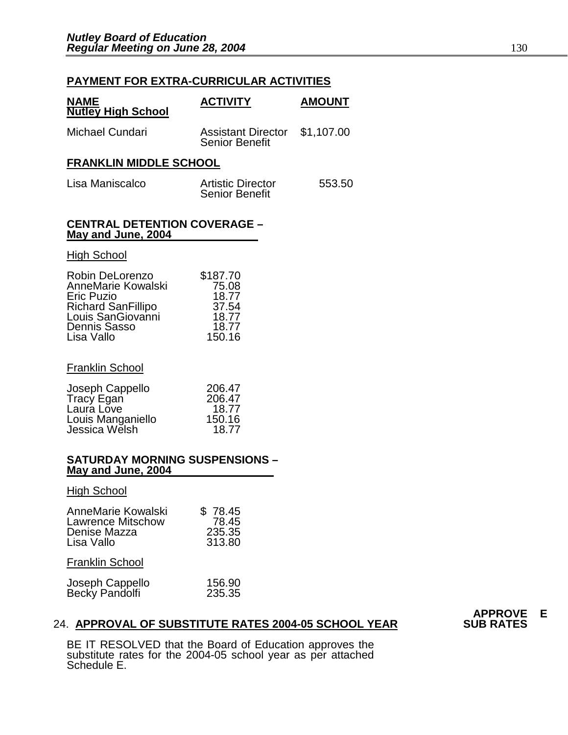## PAYMENT FOR EXTRA-CURRICULAR ACTIVITIES

| NAME | ACTIVITY | AMOUNT |
|---|---|---|
| **Nutley High School** | | |
| Michael Cundari | Assistant Director Senior Benefit | $1,107.00 |

**FRANKLIN MIDDLE SCHOOL**

| | | |
|---|---|---|
| Lisa Maniscalco | Artistic Director Senior Benefit | 553.50 |

**CENTRAL DETENTION COVERAGE – May and June, 2004**

High School

| | |
|---|---|
| Robin DeLorenzo | $187.70 |
| AnneMarie Kowalski | 75.08 |
| Eric Puzio | 18.77 |
| Richard SanFillipo | 37.54 |
| Louis SanGiovanni | 18.77 |
| Dennis Sasso | 18.77 |
| Lisa Vallo | 150.16 |

Franklin School

| | |
|---|---|
| Joseph Cappello | 206.47 |
| Tracy Egan | 206.47 |
| Laura Love | 18.77 |
| Louis Manganiello | 150.16 |
| Jessica Welsh | 18.77 |

**SATURDAY MORNING SUSPENSIONS – May and June, 2004**

High School

| | |
|---|---|
| AnneMarie Kowalski | $ 78.45 |
| Lawrence Mitschow | 78.45 |
| Denise Mazza | 235.35 |
| Lisa Vallo | 313.80 |

Franklin School

| | |
|---|---|
| Joseph Cappello | 156.90 |
| Becky Pandolfi | 235.35 |

24. **APPROVAL OF SUBSTITUTE RATES 2004-05 SCHOOL YEAR** — **APPROVE E SUB RATES**

BE IT RESOLVED that the Board of Education approves the substitute rates for the 2004-05 school year as per attached Schedule E.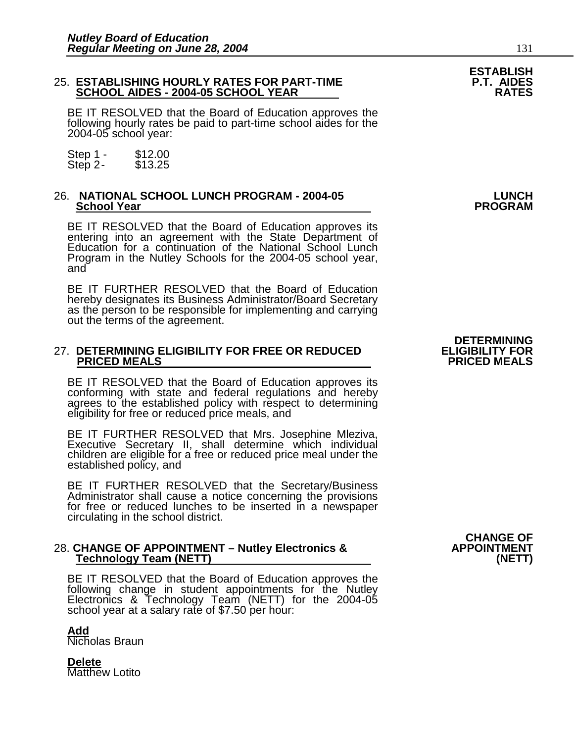25. **ESTABLISHING HOURLY RATES FOR PART-TIME SCHOOL AIDES - 2004-05 SCHOOL YEAR**

**ESTABLISH P.T. AIDES RATES**

BE IT RESOLVED that the Board of Education approves the following hourly rates be paid to part-time school aides for the 2004-05 school year:

Step 1 - $12.00
Step 2 - $13.25

26. **NATIONAL SCHOOL LUNCH PROGRAM - 2004-05 School Year**

**LUNCH PROGRAM**

BE IT RESOLVED that the Board of Education approves its entering into an agreement with the State Department of Education for a continuation of the National School Lunch Program in the Nutley Schools for the 2004-05 school year, and

BE IT FURTHER RESOLVED that the Board of Education hereby designates its Business Administrator/Board Secretary as the person to be responsible for implementing and carrying out the terms of the agreement.

27. **DETERMINING ELIGIBILITY FOR FREE OR REDUCED PRICED MEALS**

**DETERMINING ELIGIBILITY FOR PRICED MEALS**

BE IT RESOLVED that the Board of Education approves its conforming with state and federal regulations and hereby agrees to the established policy with respect to determining eligibility for free or reduced price meals, and

BE IT FURTHER RESOLVED that Mrs. Josephine Mleziva, Executive Secretary II, shall determine which individual children are eligible for a free or reduced price meal under the established policy, and

BE IT FURTHER RESOLVED that the Secretary/Business Administrator shall cause a notice concerning the provisions for free or reduced lunches to be inserted in a newspaper circulating in the school district.

28. **CHANGE OF APPOINTMENT – Nutley Electronics & Technology Team (NETT)**

**CHANGE OF APPOINTMENT (NETT)**

BE IT RESOLVED that the Board of Education approves the following change in student appointments for the Nutley Electronics & Technology Team (NETT) for the 2004-05 school year at a salary rate of $7.50 per hour:

**Add**
Nicholas Braun

**Delete**
Matthew Lotito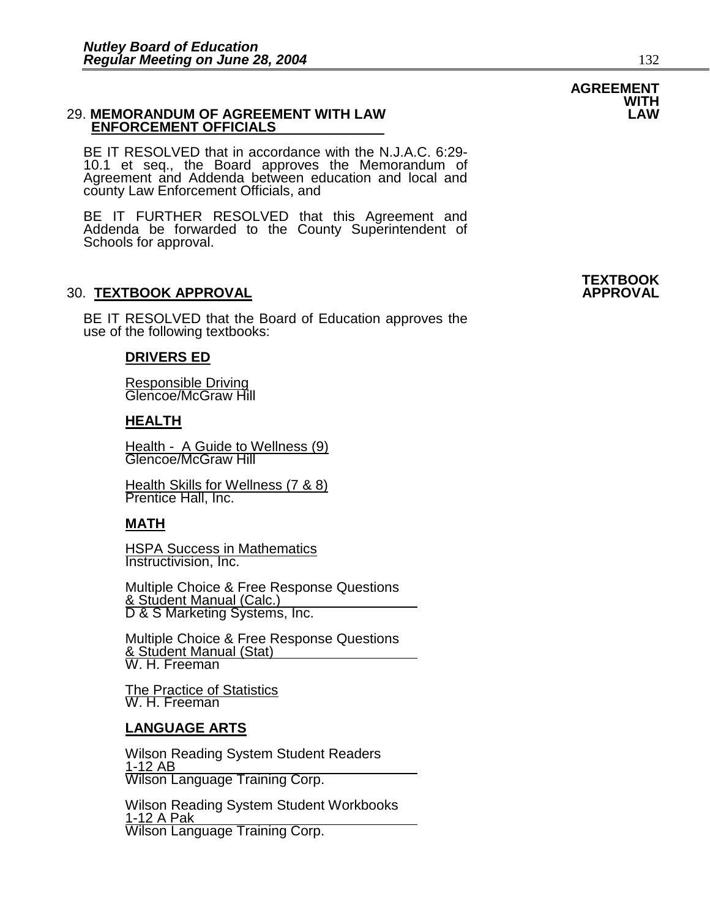**AGREEMENT WITH LAW**

29. **MEMORANDUM OF AGREEMENT WITH LAW ENFORCEMENT OFFICIALS**

BE IT RESOLVED that in accordance with the N.J.A.C. 6:29-10.1 et seq., the Board approves the Memorandum of Agreement and Addenda between education and local and county Law Enforcement Officials, and

BE IT FURTHER RESOLVED that this Agreement and Addenda be forwarded to the County Superintendent of Schools for approval.

**TEXTBOOK APPROVAL**

30. **TEXTBOOK APPROVAL**

BE IT RESOLVED that the Board of Education approves the use of the following textbooks:

**DRIVERS ED**

Responsible Driving
Glencoe/McGraw Hill

**HEALTH**

Health - A Guide to Wellness (9)
Glencoe/McGraw Hill

Health Skills for Wellness (7 & 8)
Prentice Hall, Inc.

**MATH**

HSPA Success in Mathematics
Instructivision, Inc.

Multiple Choice & Free Response Questions & Student Manual (Calc.)
D & S Marketing Systems, Inc.

Multiple Choice & Free Response Questions & Student Manual (Stat)
W. H. Freeman

The Practice of Statistics
W. H. Freeman

**LANGUAGE ARTS**

Wilson Reading System Student Readers 1-12 AB
Wilson Language Training Corp.

Wilson Reading System Student Workbooks 1-12 A Pak
Wilson Language Training Corp.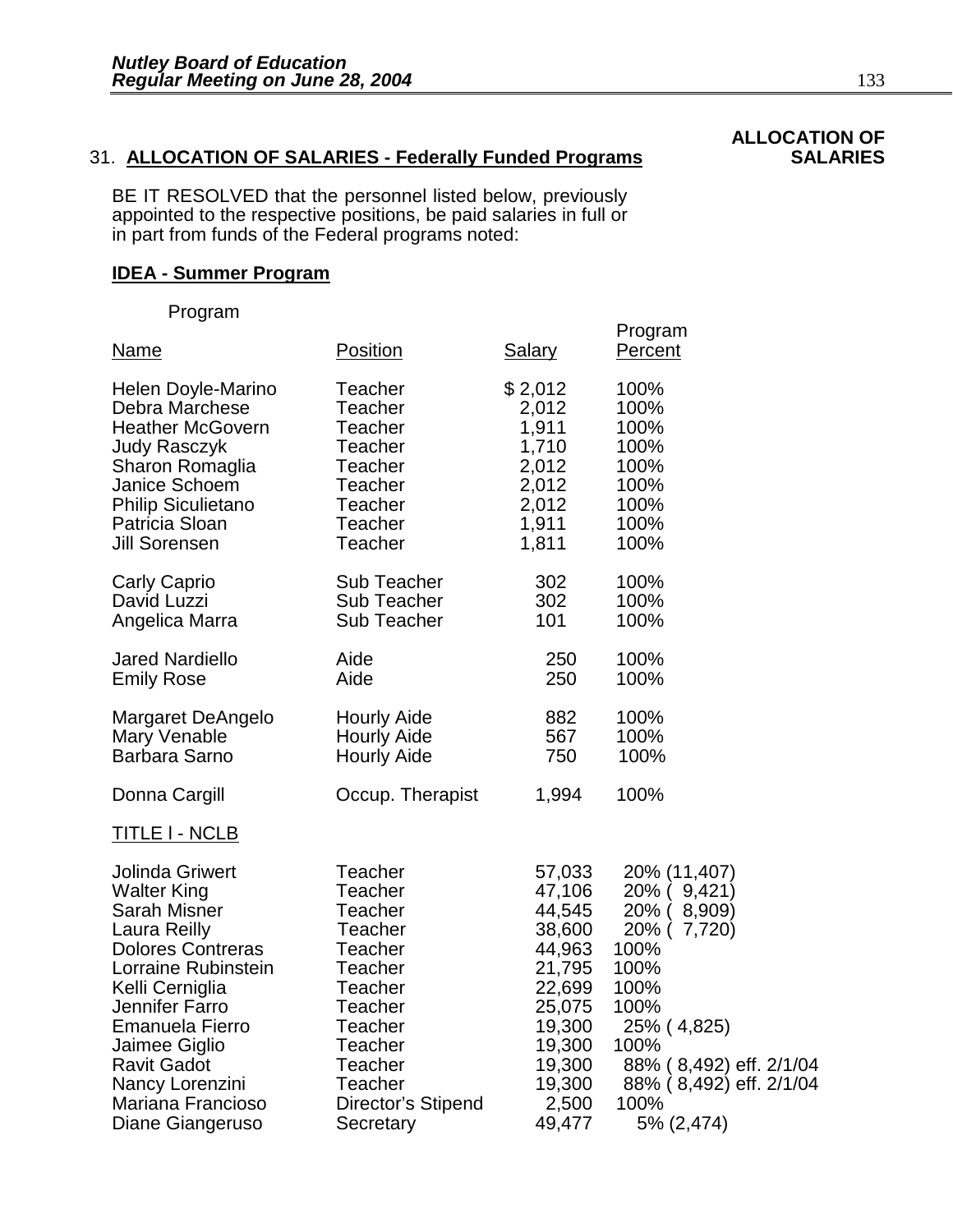**ALLOCATION OF SALARIES**

31. **ALLOCATION OF SALARIES - Federally Funded Programs**

BE IT RESOLVED that the personnel listed below, previously appointed to the respective positions, be paid salaries in full or in part from funds of the Federal programs noted:

**IDEA - Summer Program**

| Program Name | Position | Salary | Program Percent |
|---|---|---|---|
| Helen Doyle-Marino | Teacher | $ 2,012 | 100% |
| Debra Marchese | Teacher | 2,012 | 100% |
| Heather McGovern | Teacher | 1,911 | 100% |
| Judy Rasczyk | Teacher | 1,710 | 100% |
| Sharon Romaglia | Teacher | 2,012 | 100% |
| Janice Schoem | Teacher | 2,012 | 100% |
| Philip Siculietano | Teacher | 2,012 | 100% |
| Patricia Sloan | Teacher | 1,911 | 100% |
| Jill Sorensen | Teacher | 1,811 | 100% |
| Carly Caprio | Sub Teacher | 302 | 100% |
| David Luzzi | Sub Teacher | 302 | 100% |
| Angelica Marra | Sub Teacher | 101 | 100% |
| Jared Nardiello | Aide | 250 | 100% |
| Emily Rose | Aide | 250 | 100% |
| Margaret DeAngelo | Hourly Aide | 882 | 100% |
| Mary Venable | Hourly Aide | 567 | 100% |
| Barbara Sarno | Hourly Aide | 750 | 100% |
| Donna Cargill | Occup. Therapist | 1,994 | 100% |

TITLE I - NCLB

| Name | Position | Salary | Program Percent |
|---|---|---|---|
| Jolinda Griwert | Teacher | 57,033 | 20% (11,407) |
| Walter King | Teacher | 47,106 | 20% ( 9,421) |
| Sarah Misner | Teacher | 44,545 | 20% ( 8,909) |
| Laura Reilly | Teacher | 38,600 | 20% ( 7,720) |
| Dolores Contreras | Teacher | 44,963 | 100% |
| Lorraine Rubinstein | Teacher | 21,795 | 100% |
| Kelli Cerniglia | Teacher | 22,699 | 100% |
| Jennifer Farro | Teacher | 25,075 | 100% |
| Emanuela Fierro | Teacher | 19,300 | 25% ( 4,825) |
| Jaimee Giglio | Teacher | 19,300 | 100% |
| Ravit Gadot | Teacher | 19,300 | 88% ( 8,492) eff. 2/1/04 |
| Nancy Lorenzini | Teacher | 19,300 | 88% ( 8,492) eff. 2/1/04 |
| Mariana Francioso | Director's Stipend | 2,500 | 100% |
| Diane Giangeruso | Secretary | 49,477 | 5% (2,474) |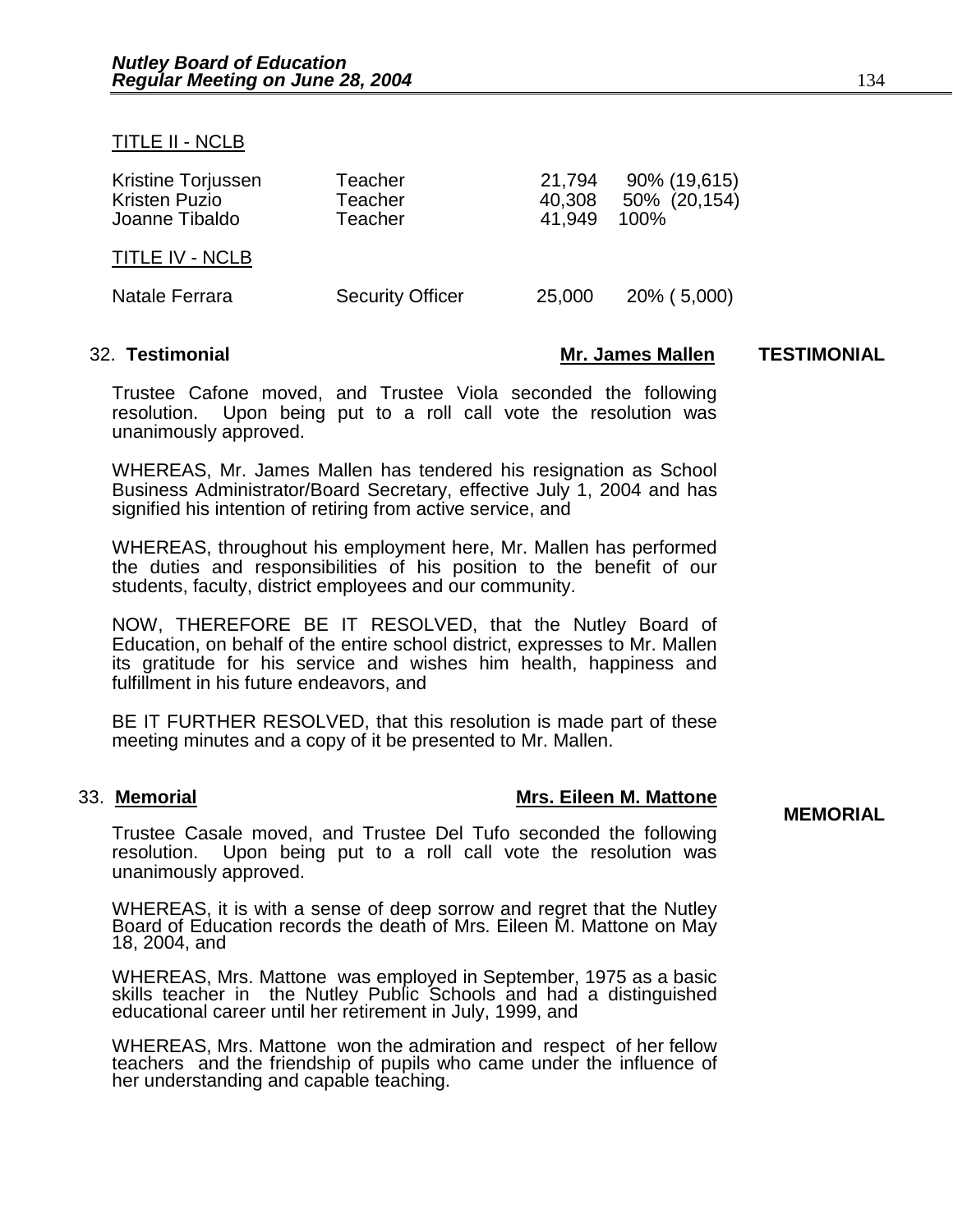TITLE II - NCLB

| | | | |
|---|---|---|---|
| Kristine Torjussen | Teacher | 21,794 | 90% (19,615) |
| Kristen Puzio | Teacher | 40,308 | 50% (20,154) |
| Joanne Tibaldo | Teacher | 41,949 | 100% |

TITLE IV - NCLB

| | | | |
|---|---|---|---|
| Natale Ferrara | Security Officer | 25,000 | 20% ( 5,000) |

32. **Testimonial** **Mr. James Mallen** **TESTIMONIAL**

Trustee Cafone moved, and Trustee Viola seconded the following resolution. Upon being put to a roll call vote the resolution was unanimously approved.

WHEREAS, Mr. James Mallen has tendered his resignation as School Business Administrator/Board Secretary, effective July 1, 2004 and has signified his intention of retiring from active service, and

WHEREAS, throughout his employment here, Mr. Mallen has performed the duties and responsibilities of his position to the benefit of our students, faculty, district employees and our community.

NOW, THEREFORE BE IT RESOLVED, that the Nutley Board of Education, on behalf of the entire school district, expresses to Mr. Mallen its gratitude for his service and wishes him health, happiness and fulfillment in his future endeavors, and

BE IT FURTHER RESOLVED, that this resolution is made part of these meeting minutes and a copy of it be presented to Mr. Mallen.

33. **Memorial** **Mrs. Eileen M. Mattone** **MEMORIAL**

Trustee Casale moved, and Trustee Del Tufo seconded the following resolution. Upon being put to a roll call vote the resolution was unanimously approved.

WHEREAS, it is with a sense of deep sorrow and regret that the Nutley Board of Education records the death of Mrs. Eileen M. Mattone on May 18, 2004, and

WHEREAS, Mrs. Mattone was employed in September, 1975 as a basic skills teacher in the Nutley Public Schools and had a distinguished educational career until her retirement in July, 1999, and

WHEREAS, Mrs. Mattone won the admiration and respect of her fellow teachers and the friendship of pupils who came under the influence of her understanding and capable teaching.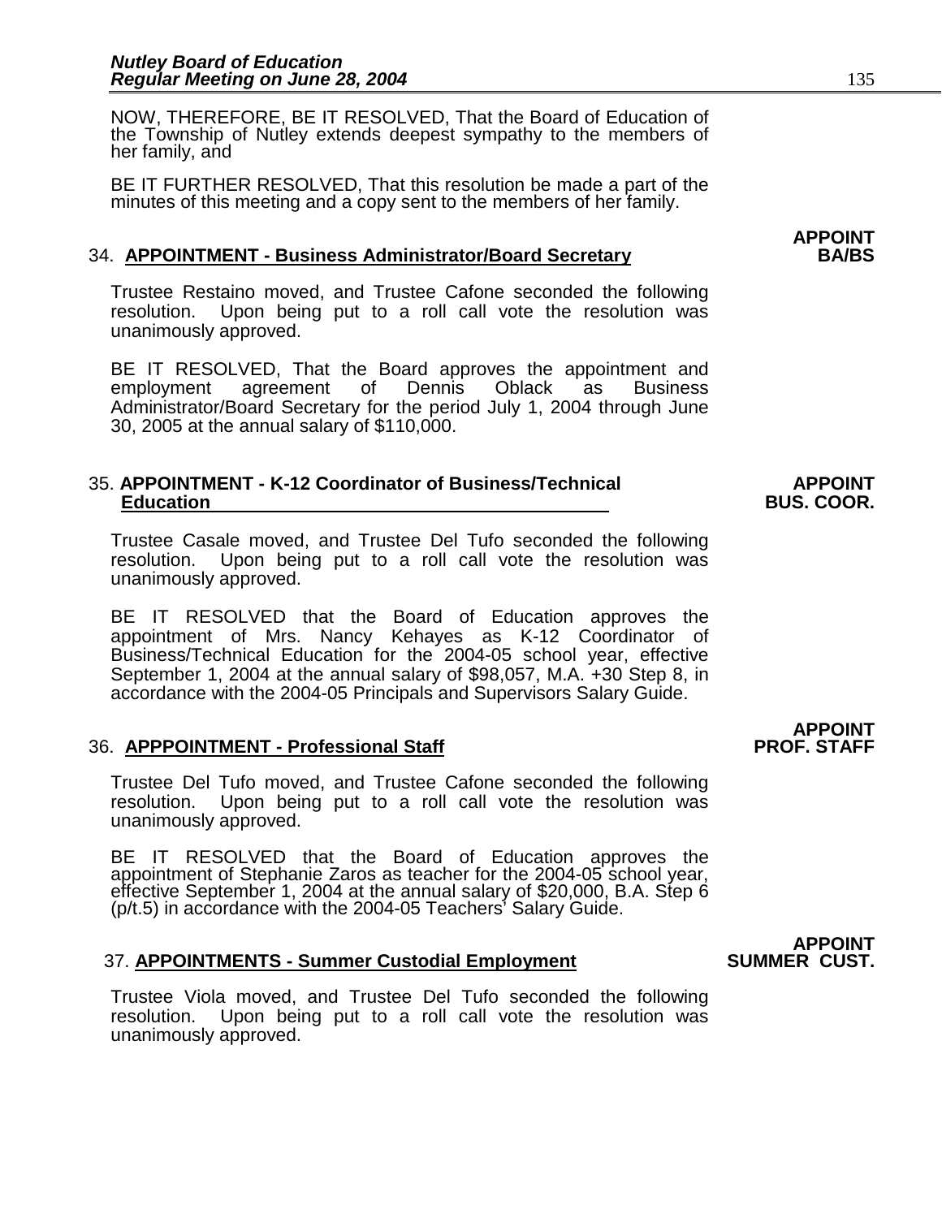NOW, THEREFORE, BE IT RESOLVED, That the Board of Education of the Township of Nutley extends deepest sympathy to the members of her family, and

BE IT FURTHER RESOLVED, That this resolution be made a part of the minutes of this meeting and a copy sent to the members of her family.

**APPOINT BA/BS**

34. **APPOINTMENT - Business Administrator/Board Secretary**

Trustee Restaino moved, and Trustee Cafone seconded the following resolution. Upon being put to a roll call vote the resolution was unanimously approved.

BE IT RESOLVED, That the Board approves the appointment and employment agreement of Dennis Oblack as Business Administrator/Board Secretary for the period July 1, 2004 through June 30, 2005 at the annual salary of $110,000.

35. **APPOINTMENT - K-12 Coordinator of Business/Technical Education**

**APPOINT BUS. COOR.**

Trustee Casale moved, and Trustee Del Tufo seconded the following resolution. Upon being put to a roll call vote the resolution was unanimously approved.

BE IT RESOLVED that the Board of Education approves the appointment of Mrs. Nancy Kehayes as K-12 Coordinator of Business/Technical Education for the 2004-05 school year, effective September 1, 2004 at the annual salary of $98,057, M.A. +30 Step 8, in accordance with the 2004-05 Principals and Supervisors Salary Guide.

**APPOINT PROF. STAFF**

36. **APPPOINTMENT - Professional Staff**

Trustee Del Tufo moved, and Trustee Cafone seconded the following resolution. Upon being put to a roll call vote the resolution was unanimously approved.

BE IT RESOLVED that the Board of Education approves the appointment of Stephanie Zaros as teacher for the 2004-05 school year, effective September 1, 2004 at the annual salary of $20,000, B.A. Step 6 (p/t.5) in accordance with the 2004-05 Teachers' Salary Guide.

**APPOINT SUMMER CUST.**

37. **APPOINTMENTS - Summer Custodial Employment**

Trustee Viola moved, and Trustee Del Tufo seconded the following resolution. Upon being put to a roll call vote the resolution was unanimously approved.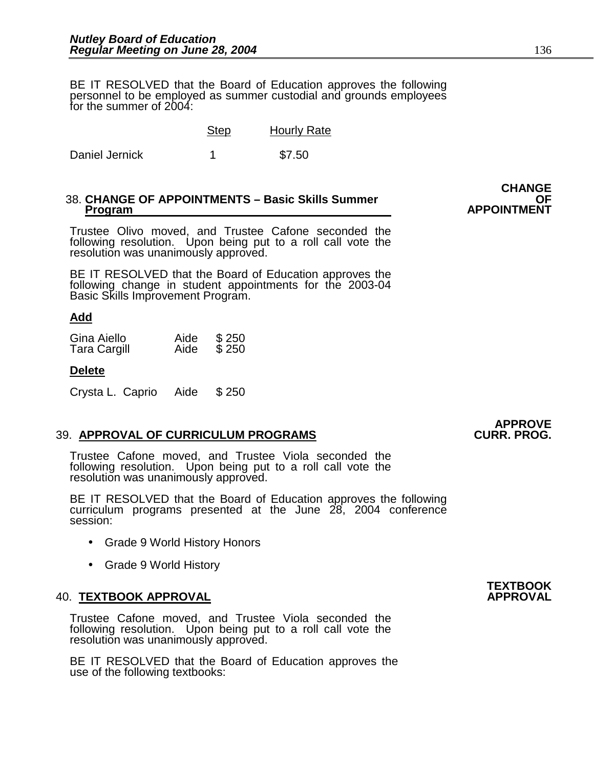BE IT RESOLVED that the Board of Education approves the following personnel to be employed as summer custodial and grounds employees for the summer of 2004:

| | Step | Hourly Rate |
|---|---|---|
| Daniel Jernick | 1 | $7.50 |

**CHANGE OF APPOINTMENT**

38. **CHANGE OF APPOINTMENTS – Basic Skills Summer Program**

Trustee Olivo moved, and Trustee Cafone seconded the following resolution. Upon being put to a roll call vote the resolution was unanimously approved.

BE IT RESOLVED that the Board of Education approves the following change in student appointments for the 2003-04 Basic Skills Improvement Program.

**Add**

| | | |
|---|---|---|
| Gina Aiello | Aide | $ 250 |
| Tara Cargill | Aide | $ 250 |

**Delete**

| | | |
|---|---|---|
| Crysta L. Caprio | Aide | $ 250 |

**APPROVE CURR. PROG.**

39. **APPROVAL OF CURRICULUM PROGRAMS**

Trustee Cafone moved, and Trustee Viola seconded the following resolution. Upon being put to a roll call vote the resolution was unanimously approved.

BE IT RESOLVED that the Board of Education approves the following curriculum programs presented at the June 28, 2004 conference session:

- Grade 9 World History Honors
- Grade 9 World History

**TEXTBOOK APPROVAL**

40. **TEXTBOOK APPROVAL**

Trustee Cafone moved, and Trustee Viola seconded the following resolution. Upon being put to a roll call vote the resolution was unanimously approved.

BE IT RESOLVED that the Board of Education approves the use of the following textbooks: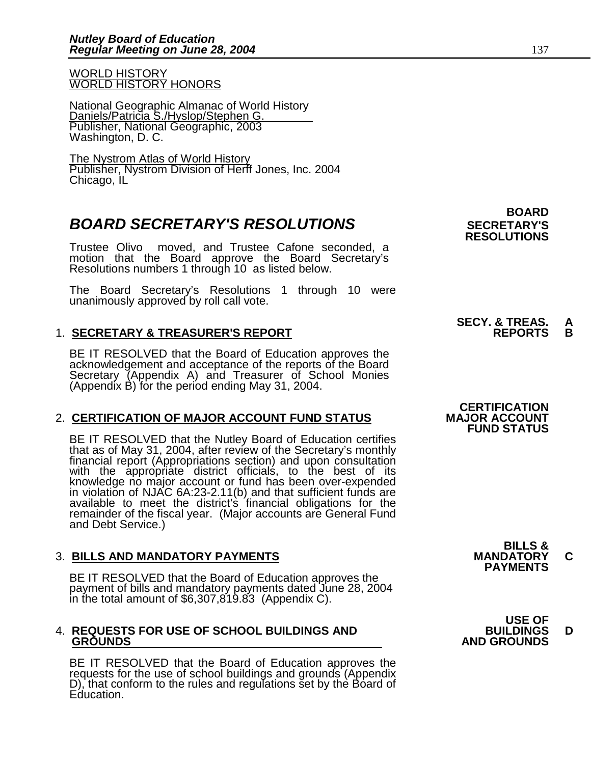WORLD HISTORY
WORLD HISTORY HONORS

National Geographic Almanac of World History
Daniels/Patricia S./Hyslop/Stephen G.
Publisher, National Geographic, 2003
Washington, D. C.

The Nystrom Atlas of World History
Publisher, Nystrom Division of Herff Jones, Inc. 2004
Chicago, IL

## *BOARD SECRETARY'S RESOLUTIONS*

**BOARD SECRETARY'S RESOLUTIONS**

Trustee Olivo moved, and Trustee Cafone seconded, a motion that the Board approve the Board Secretary's Resolutions numbers 1 through 10 as listed below.

The Board Secretary's Resolutions 1 through 10 were unanimously approved by roll call vote.

**SECY. & TREAS. REPORTS A B**

1. **SECRETARY & TREASURER'S REPORT**

   BE IT RESOLVED that the Board of Education approves the acknowledgement and acceptance of the reports of the Board Secretary (Appendix A) and Treasurer of School Monies (Appendix B) for the period ending May 31, 2004.

**CERTIFICATION MAJOR ACCOUNT FUND STATUS**

2. **CERTIFICATION OF MAJOR ACCOUNT FUND STATUS**

   BE IT RESOLVED that the Nutley Board of Education certifies that as of May 31, 2004, after review of the Secretary's monthly financial report (Appropriations section) and upon consultation with the appropriate district officials, to the best of its knowledge no major account or fund has been over-expended in violation of NJAC 6A:23-2.11(b) and that sufficient funds are available to meet the district's financial obligations for the remainder of the fiscal year. (Major accounts are General Fund and Debt Service.)

**BILLS & MANDATORY PAYMENTS C**

3. **BILLS AND MANDATORY PAYMENTS**

   BE IT RESOLVED that the Board of Education approves the payment of bills and mandatory payments dated June 28, 2004 in the total amount of $6,307,819.83 (Appendix C).

**USE OF BUILDINGS AND GROUNDS D**

4. **REQUESTS FOR USE OF SCHOOL BUILDINGS AND GROUNDS**

   BE IT RESOLVED that the Board of Education approves the requests for the use of school buildings and grounds (Appendix D), that conform to the rules and regulations set by the Board of Education.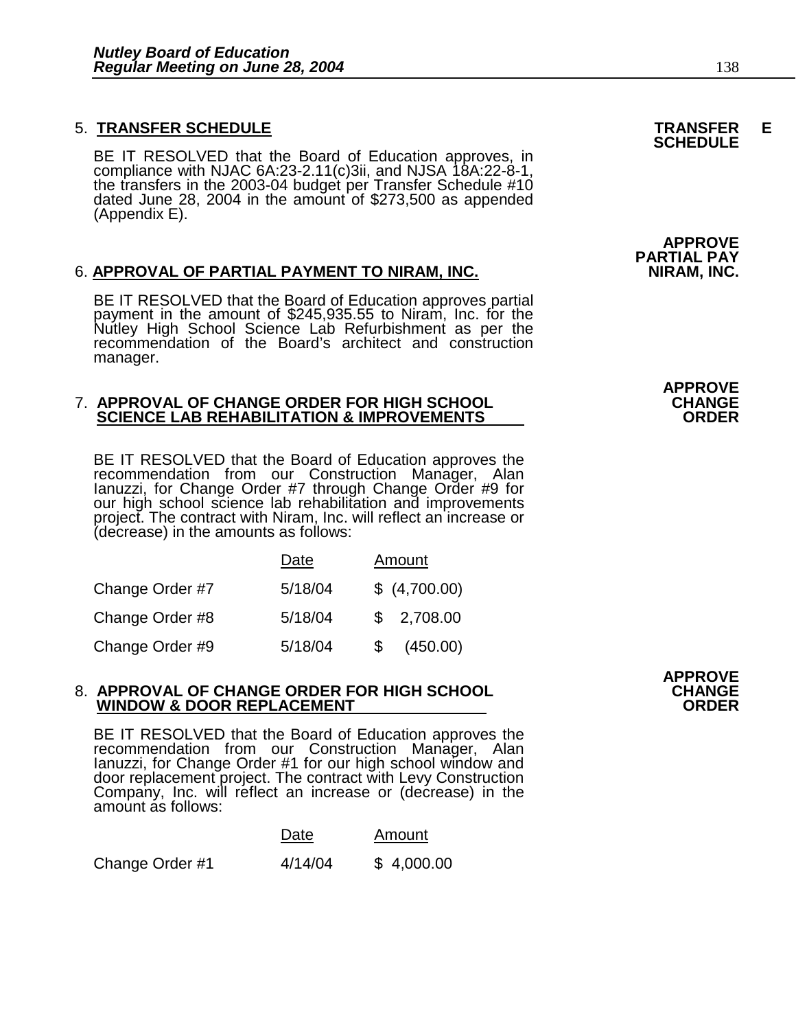5. **TRANSFER SCHEDULE** **TRANSFER SCHEDULE E**

BE IT RESOLVED that the Board of Education approves, in compliance with NJAC 6A:23-2.11(c)3ii, and NJSA 18A:22-8-1, the transfers in the 2003-04 budget per Transfer Schedule #10 dated June 28, 2004 in the amount of $273,500 as appended (Appendix E).

6. **APPROVAL OF PARTIAL PAYMENT TO NIRAM, INC.** **APPROVE PARTIAL PAY NIRAM, INC.**

BE IT RESOLVED that the Board of Education approves partial payment in the amount of $245,935.55 to Niram, Inc. for the Nutley High School Science Lab Refurbishment as per the recommendation of the Board's architect and construction manager.

7. **APPROVAL OF CHANGE ORDER FOR HIGH SCHOOL SCIENCE LAB REHABILITATION & IMPROVEMENTS** **APPROVE CHANGE ORDER**

BE IT RESOLVED that the Board of Education approves the recommendation from our Construction Manager, Alan Ianuzzi, for Change Order #7 through Change Order #9 for our high school science lab rehabilitation and improvements project. The contract with Niram, Inc. will reflect an increase or (decrease) in the amounts as follows:

| | Date | Amount |
|---|---|---|
| Change Order #7 | 5/18/04 | $ (4,700.00) |
| Change Order #8 | 5/18/04 | $ 2,708.00 |
| Change Order #9 | 5/18/04 | $ (450.00) |

8. **APPROVAL OF CHANGE ORDER FOR HIGH SCHOOL WINDOW & DOOR REPLACEMENT** **APPROVE CHANGE ORDER**

BE IT RESOLVED that the Board of Education approves the recommendation from our Construction Manager, Alan Ianuzzi, for Change Order #1 for our high school window and door replacement project. The contract with Levy Construction Company, Inc. will reflect an increase or (decrease) in the amount as follows:

| | Date | Amount |
|---|---|---|
| Change Order #1 | 4/14/04 | $ 4,000.00 |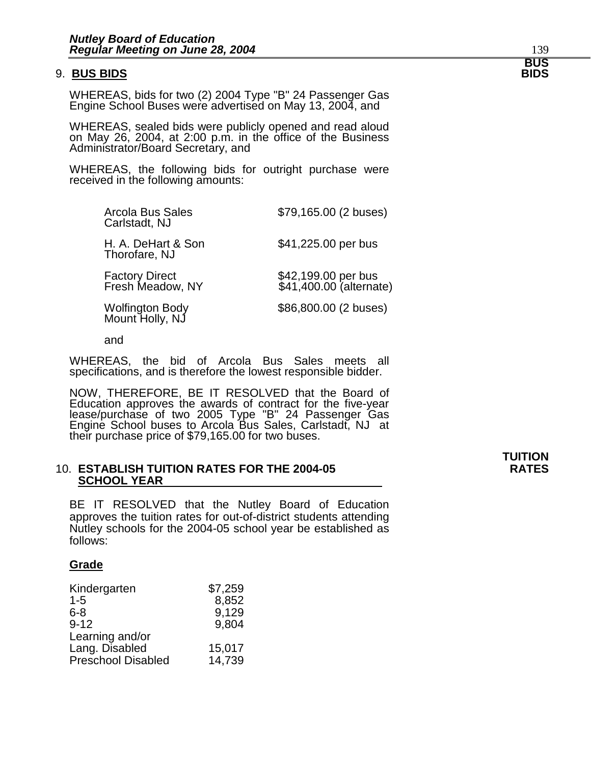### 9. **BUS BIDS**

**BUS BIDS**

WHEREAS, bids for two (2) 2004 Type "B" 24 Passenger Gas Engine School Buses were advertised on May 13, 2004, and

WHEREAS, sealed bids were publicly opened and read aloud on May 26, 2004, at 2:00 p.m. in the office of the Business Administrator/Board Secretary, and

WHEREAS, the following bids for outright purchase were received in the following amounts:

| | |
|---|---|
| Arcola Bus Sales<br>Carlstadt, NJ | $79,165.00 (2 buses) |
| H. A. DeHart & Son<br>Thorofare, NJ | $41,225.00 per bus |
| Factory Direct<br>Fresh Meadow, NY | $42,199.00 per bus<br>$41,400.00 (alternate) |
| Wolfington Body<br>Mount Holly, NJ | $86,800.00 (2 buses) |

and

WHEREAS, the bid of Arcola Bus Sales meets all specifications, and is therefore the lowest responsible bidder.

NOW, THEREFORE, BE IT RESOLVED that the Board of Education approves the awards of contract for the five-year lease/purchase of two 2005 Type "B" 24 Passenger Gas Engine School buses to Arcola Bus Sales, Carlstadt, NJ at their purchase price of $79,165.00 for two buses.

### 10. **ESTABLISH TUITION RATES FOR THE 2004-05 SCHOOL YEAR**

**TUITION RATES**

BE IT RESOLVED that the Nutley Board of Education approves the tuition rates for out-of-district students attending Nutley schools for the 2004-05 school year be established as follows:

| **Grade** | |
|---|---|
| Kindergarten | $7,259 |
| 1-5 | 8,852 |
| 6-8 | 9,129 |
| 9-12 | 9,804 |
| Learning and/or Lang. Disabled | 15,017 |
| Preschool Disabled | 14,739 |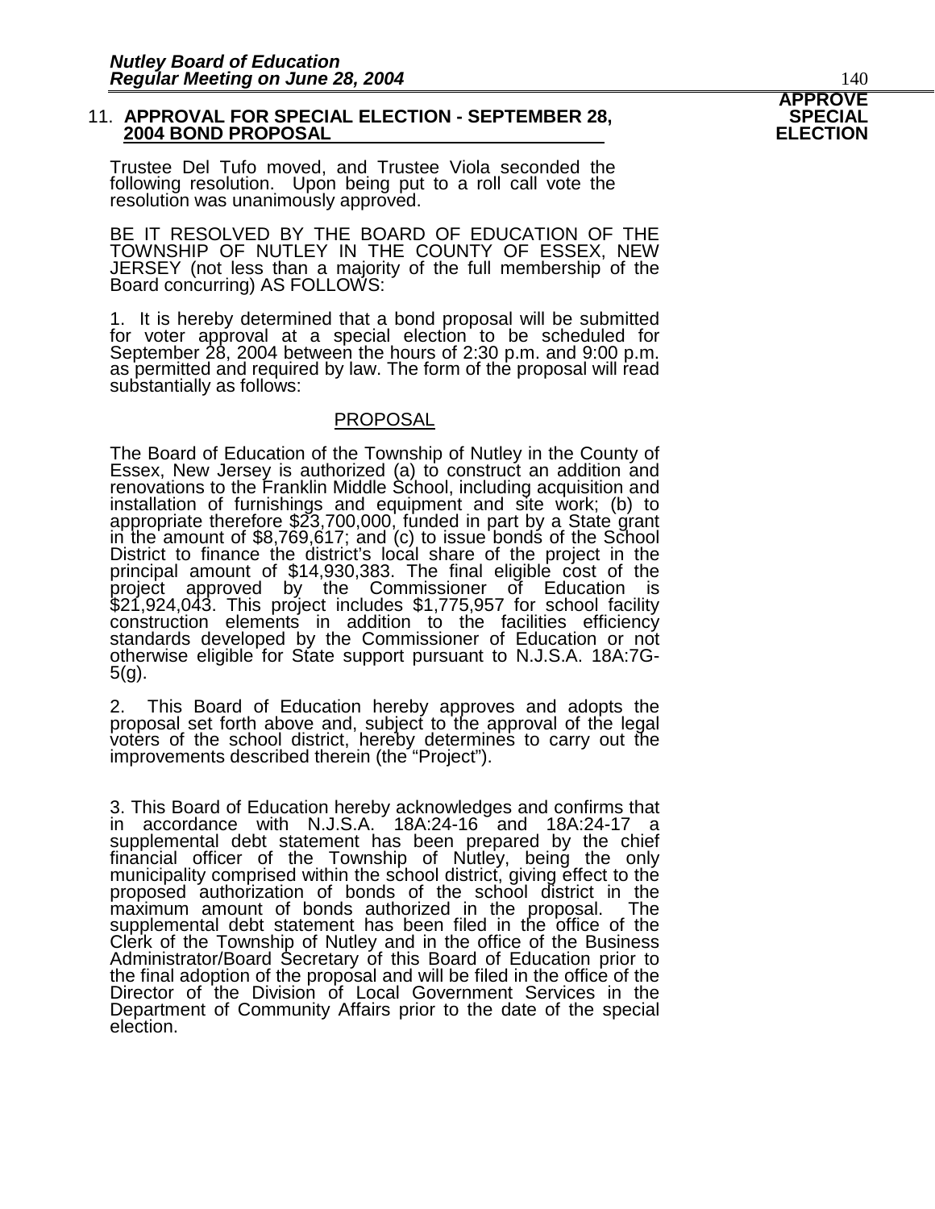**APPROVE SPECIAL ELECTION**

### 11. APPROVAL FOR SPECIAL ELECTION - SEPTEMBER 28, 2004 BOND PROPOSAL

Trustee Del Tufo moved, and Trustee Viola seconded the following resolution. Upon being put to a roll call vote the resolution was unanimously approved.

BE IT RESOLVED BY THE BOARD OF EDUCATION OF THE TOWNSHIP OF NUTLEY IN THE COUNTY OF ESSEX, NEW JERSEY (not less than a majority of the full membership of the Board concurring) AS FOLLOWS:

1. It is hereby determined that a bond proposal will be submitted for voter approval at a special election to be scheduled for September 28, 2004 between the hours of 2:30 p.m. and 9:00 p.m. as permitted and required by law. The form of the proposal will read substantially as follows:

<u>PROPOSAL</u>

The Board of Education of the Township of Nutley in the County of Essex, New Jersey is authorized (a) to construct an addition and renovations to the Franklin Middle School, including acquisition and installation of furnishings and equipment and site work; (b) to appropriate therefore $23,700,000, funded in part by a State grant in the amount of $8,769,617; and (c) to issue bonds of the School District to finance the district's local share of the project in the principal amount of $14,930,383. The final eligible cost of the project approved by the Commissioner of Education is $21,924,043. This project includes $1,775,957 for school facility construction elements in addition to the facilities efficiency standards developed by the Commissioner of Education or not otherwise eligible for State support pursuant to N.J.S.A. 18A:7G-5(g).

2. This Board of Education hereby approves and adopts the proposal set forth above and, subject to the approval of the legal voters of the school district, hereby determines to carry out the improvements described therein (the "Project").

3. This Board of Education hereby acknowledges and confirms that in accordance with N.J.S.A. 18A:24-16 and 18A:24-17 a supplemental debt statement has been prepared by the chief financial officer of the Township of Nutley, being the only municipality comprised within the school district, giving effect to the proposed authorization of bonds of the school district in the maximum amount of bonds authorized in the proposal. The supplemental debt statement has been filed in the office of the Clerk of the Township of Nutley and in the office of the Business Administrator/Board Secretary of this Board of Education prior to the final adoption of the proposal and will be filed in the office of the Director of the Division of Local Government Services in the Department of Community Affairs prior to the date of the special election.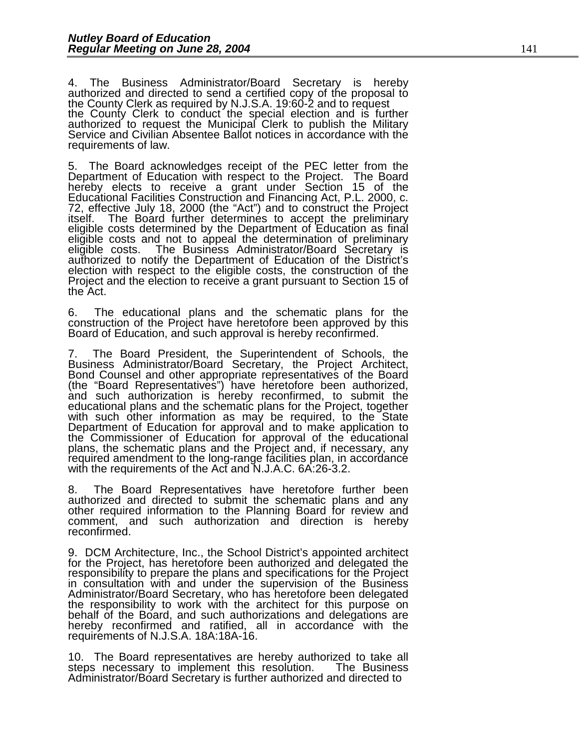4. The Business Administrator/Board Secretary is hereby authorized and directed to send a certified copy of the proposal to the County Clerk as required by N.J.S.A. 19:60-2 and to request the County Clerk to conduct the special election and is further authorized to request the Municipal Clerk to publish the Military Service and Civilian Absentee Ballot notices in accordance with the requirements of law.

5. The Board acknowledges receipt of the PEC letter from the Department of Education with respect to the Project. The Board hereby elects to receive a grant under Section 15 of the Educational Facilities Construction and Financing Act, P.L. 2000, c. 72, effective July 18, 2000 (the "Act") and to construct the Project itself. The Board further determines to accept the preliminary eligible costs determined by the Department of Education as final eligible costs and not to appeal the determination of preliminary eligible costs. The Business Administrator/Board Secretary is authorized to notify the Department of Education of the District's election with respect to the eligible costs, the construction of the Project and the election to receive a grant pursuant to Section 15 of the Act.

6. The educational plans and the schematic plans for the construction of the Project have heretofore been approved by this Board of Education, and such approval is hereby reconfirmed.

7. The Board President, the Superintendent of Schools, the Business Administrator/Board Secretary, the Project Architect, Bond Counsel and other appropriate representatives of the Board (the "Board Representatives") have heretofore been authorized, and such authorization is hereby reconfirmed, to submit the educational plans and the schematic plans for the Project, together with such other information as may be required, to the State Department of Education for approval and to make application to the Commissioner of Education for approval of the educational plans, the schematic plans and the Project and, if necessary, any required amendment to the long-range facilities plan, in accordance with the requirements of the Act and N.J.A.C. 6A:26-3.2.

8. The Board Representatives have heretofore further been authorized and directed to submit the schematic plans and any other required information to the Planning Board for review and comment, and such authorization and direction is hereby reconfirmed.

9. DCM Architecture, Inc., the School District's appointed architect for the Project, has heretofore been authorized and delegated the responsibility to prepare the plans and specifications for the Project in consultation with and under the supervision of the Business Administrator/Board Secretary, who has heretofore been delegated the responsibility to work with the architect for this purpose on behalf of the Board, and such authorizations and delegations are hereby reconfirmed and ratified, all in accordance with the requirements of N.J.S.A. 18A:18A-16.

10. The Board representatives are hereby authorized to take all steps necessary to implement this resolution. The Business Administrator/Board Secretary is further authorized and directed to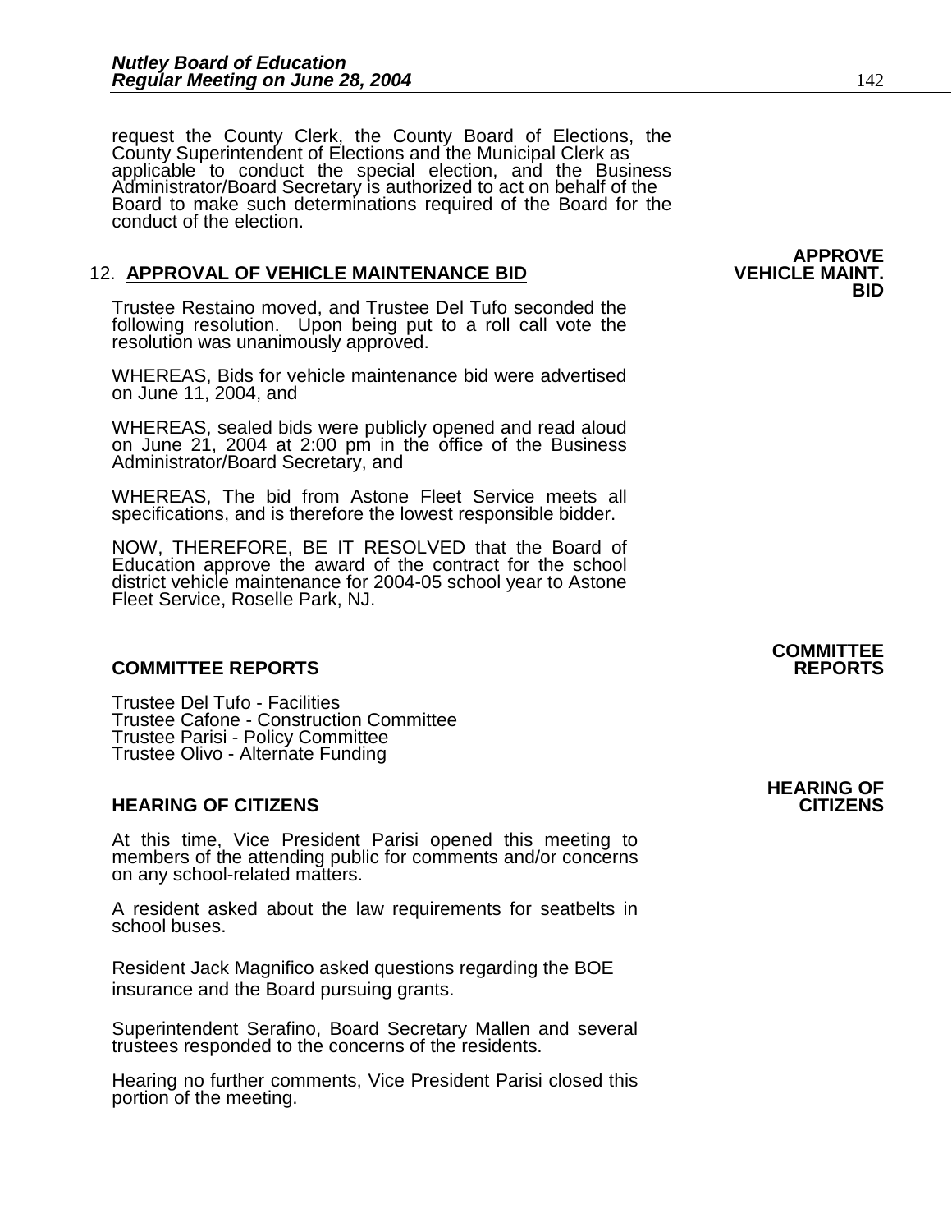request the County Clerk, the County Board of Elections, the County Superintendent of Elections and the Municipal Clerk as applicable to conduct the special election, and the Business Administrator/Board Secretary is authorized to act on behalf of the Board to make such determinations required of the Board for the conduct of the election.

**APPROVE VEHICLE MAINT. BID**

12. **APPROVAL OF VEHICLE MAINTENANCE BID**

Trustee Restaino moved, and Trustee Del Tufo seconded the following resolution. Upon being put to a roll call vote the resolution was unanimously approved.

WHEREAS, Bids for vehicle maintenance bid were advertised on June 11, 2004, and

WHEREAS, sealed bids were publicly opened and read aloud on June 21, 2004 at 2:00 pm in the office of the Business Administrator/Board Secretary, and

WHEREAS, The bid from Astone Fleet Service meets all specifications, and is therefore the lowest responsible bidder.

NOW, THEREFORE, BE IT RESOLVED that the Board of Education approve the award of the contract for the school district vehicle maintenance for 2004-05 school year to Astone Fleet Service, Roselle Park, NJ.

**COMMITTEE REPORTS**

**COMMITTEE REPORTS**

Trustee Del Tufo - Facilities
Trustee Cafone - Construction Committee
Trustee Parisi - Policy Committee
Trustee Olivo - Alternate Funding

**HEARING OF CITIZENS**

**HEARING OF CITIZENS**

At this time, Vice President Parisi opened this meeting to members of the attending public for comments and/or concerns on any school-related matters.

A resident asked about the law requirements for seatbelts in school buses.

Resident Jack Magnifico asked questions regarding the BOE insurance and the Board pursuing grants.

Superintendent Serafino, Board Secretary Mallen and several trustees responded to the concerns of the residents.

Hearing no further comments, Vice President Parisi closed this portion of the meeting.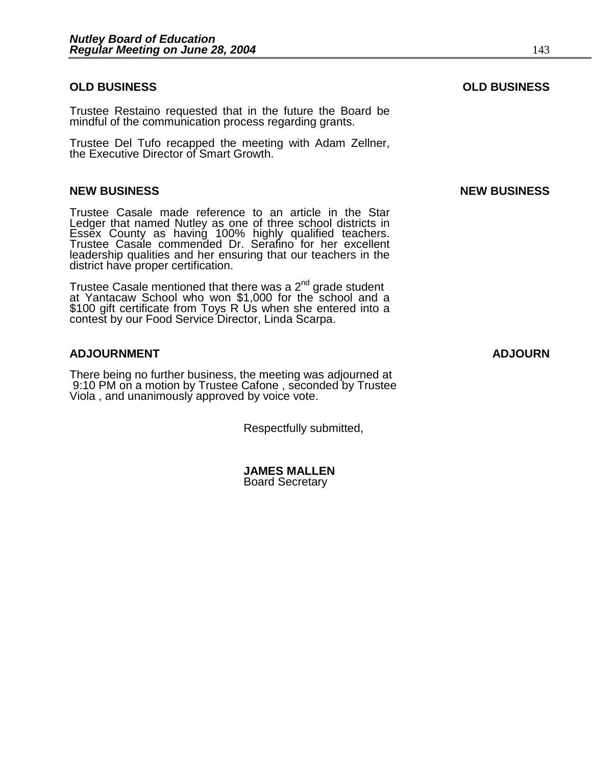## OLD BUSINESS

**OLD BUSINESS**

Trustee Restaino requested that in the future the Board be mindful of the communication process regarding grants.

Trustee Del Tufo recapped the meeting with Adam Zellner, the Executive Director of Smart Growth.

## NEW BUSINESS

**NEW BUSINESS**

Trustee Casale made reference to an article in the Star Ledger that named Nutley as one of three school districts in Essex County as having 100% highly qualified teachers. Trustee Casale commended Dr. Serafino for her excellent leadership qualities and her ensuring that our teachers in the district have proper certification.

Trustee Casale mentioned that there was a 2nd grade student at Yantacaw School who won $1,000 for the school and a $100 gift certificate from Toys R Us when she entered into a contest by our Food Service Director, Linda Scarpa.

## ADJOURNMENT

**ADJOURN**

There being no further business, the meeting was adjourned at 9:10 PM on a motion by Trustee Cafone , seconded by Trustee Viola , and unanimously approved by voice vote.

Respectfully submitted,

**JAMES MALLEN**
Board Secretary